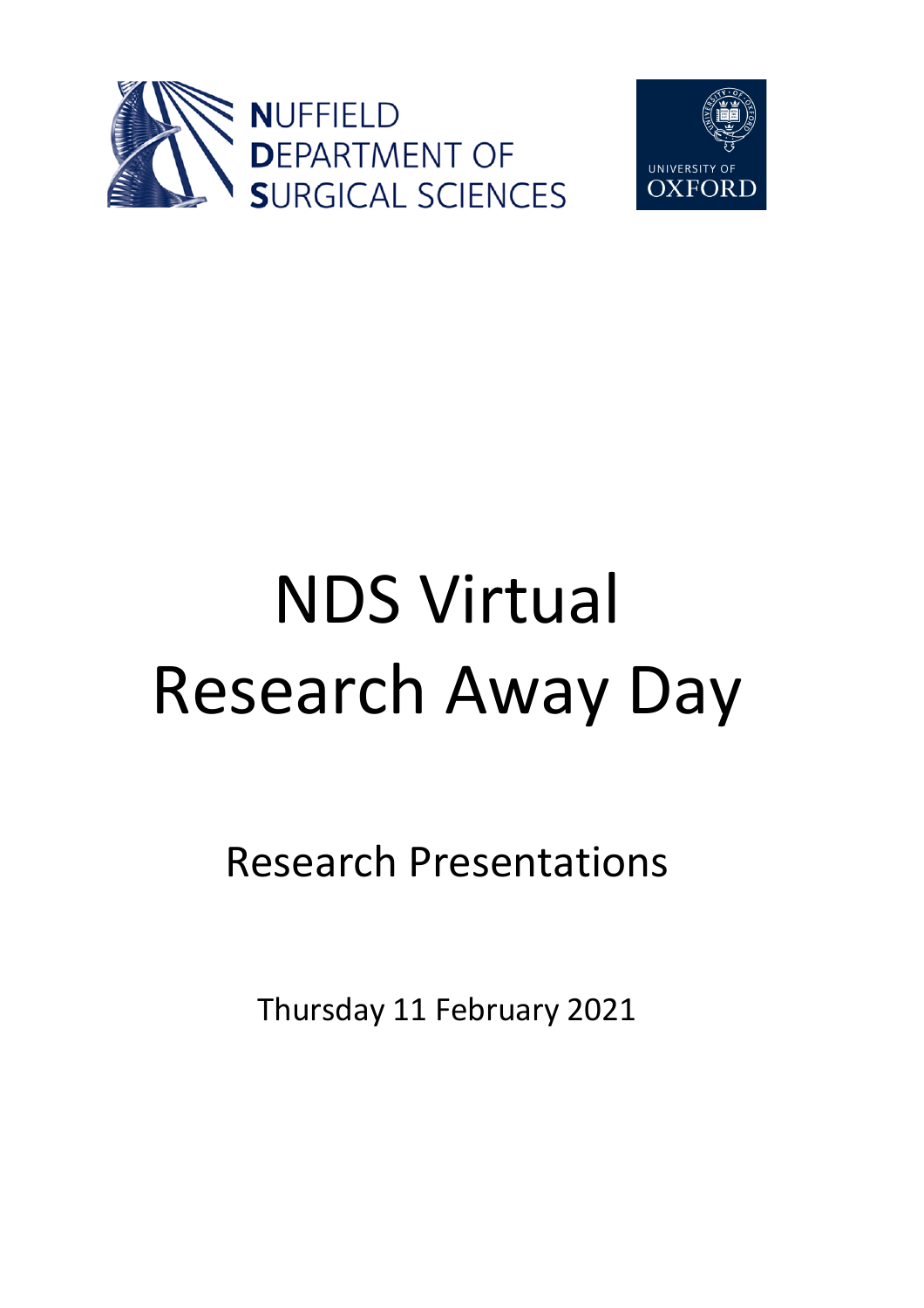NUFFIELD DEPARTMENT OF SURGICAL SCIENCES

UNIVERSITY OF OXFORD

# NDS Virtual Research Away Day

## Research Presentations

Thursday 11 February 2021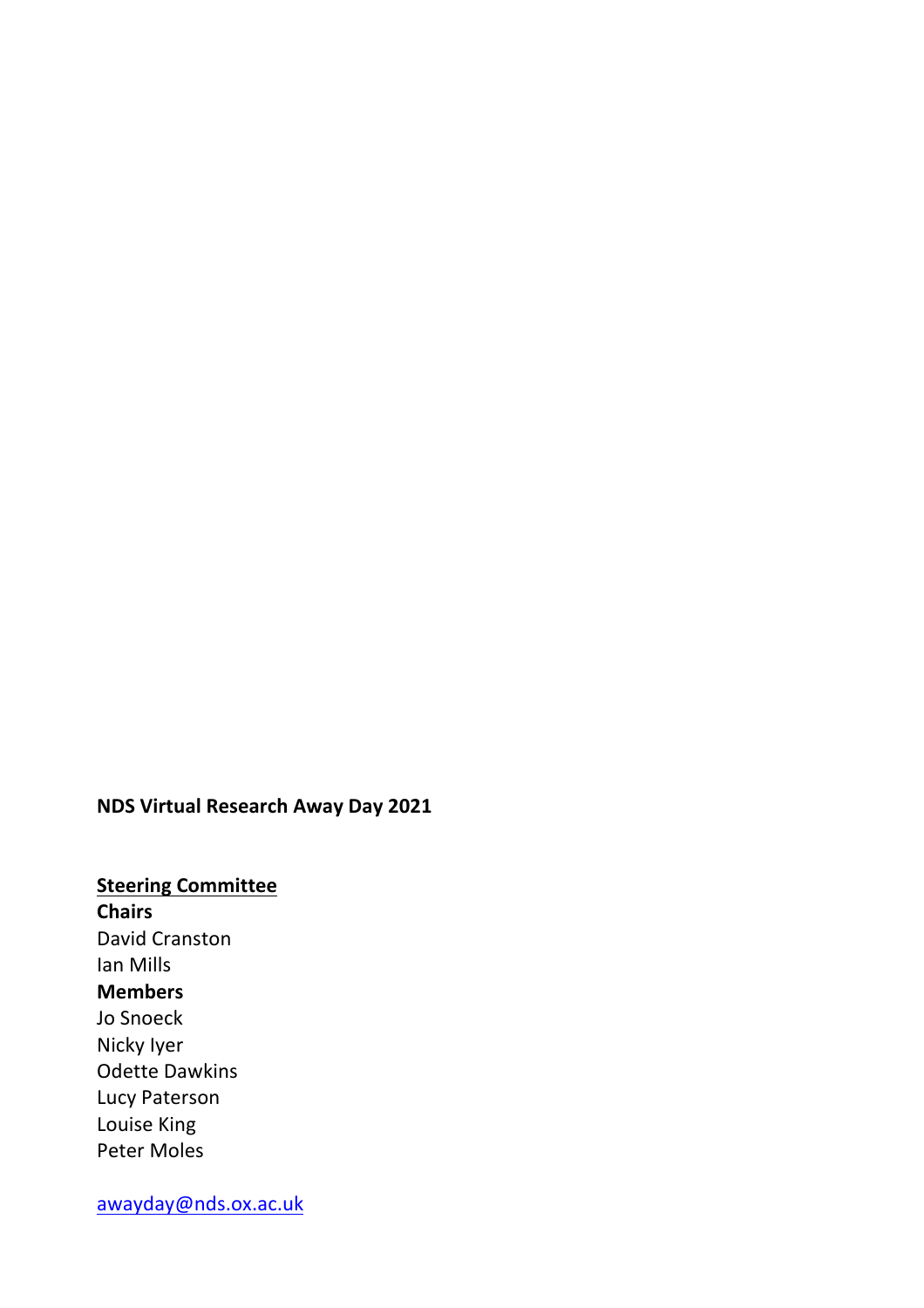**NDS Virtual Research Away Day 2021**

**Steering Committee**

**Chairs**

David Cranston
Ian Mills

**Members**

Jo Snoeck
Nicky Iyer
Odette Dawkins
Lucy Paterson
Louise King
Peter Moles

awayday@nds.ox.ac.uk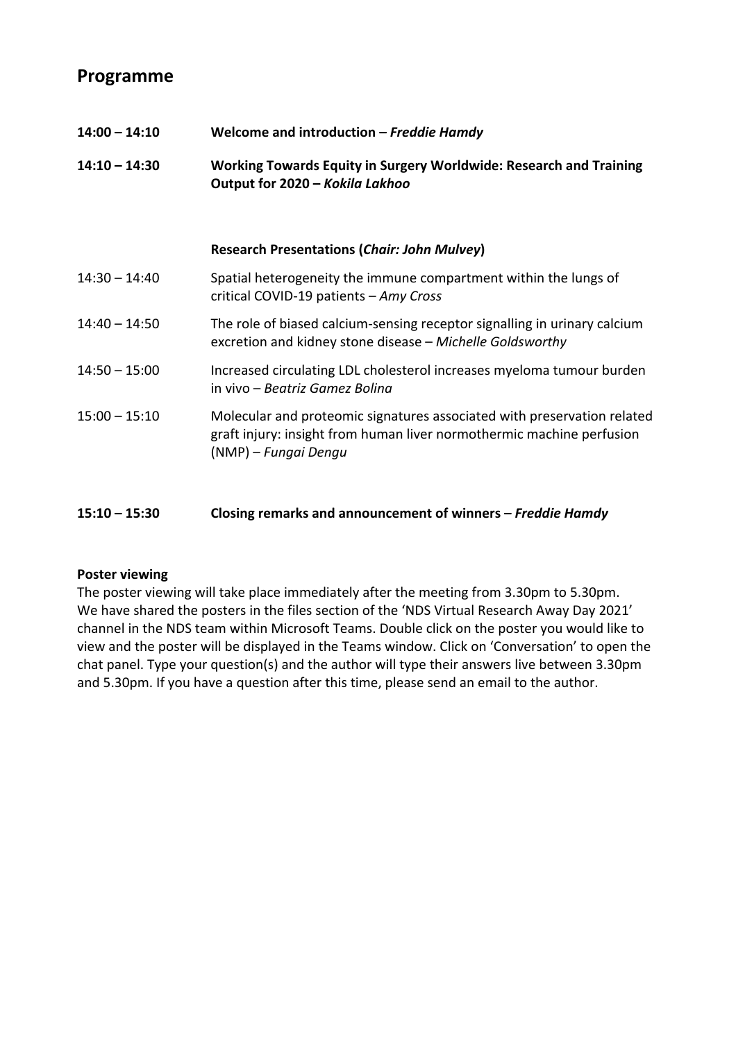## Programme

**14:00 – 14:10** **Welcome and introduction – *Freddie Hamdy***

**14:10 – 14:30** **Working Towards Equity in Surgery Worldwide: Research and Training Output for 2020 – *Kokila Lakhoo***

**Research Presentations (*Chair: John Mulvey*)**

14:30 – 14:40 Spatial heterogeneity the immune compartment within the lungs of critical COVID-19 patients – *Amy Cross*

14:40 – 14:50 The role of biased calcium-sensing receptor signalling in urinary calcium excretion and kidney stone disease – *Michelle Goldsworthy*

14:50 – 15:00 Increased circulating LDL cholesterol increases myeloma tumour burden in vivo – *Beatriz Gamez Bolina*

15:00 – 15:10 Molecular and proteomic signatures associated with preservation related graft injury: insight from human liver normothermic machine perfusion (NMP) – *Fungai Dengu*

**15:10 – 15:30** **Closing remarks and announcement of winners – *Freddie Hamdy***

**Poster viewing**

The poster viewing will take place immediately after the meeting from 3.30pm to 5.30pm. We have shared the posters in the files section of the 'NDS Virtual Research Away Day 2021' channel in the NDS team within Microsoft Teams. Double click on the poster you would like to view and the poster will be displayed in the Teams window. Click on 'Conversation' to open the chat panel. Type your question(s) and the author will type their answers live between 3.30pm and 5.30pm. If you have a question after this time, please send an email to the author.